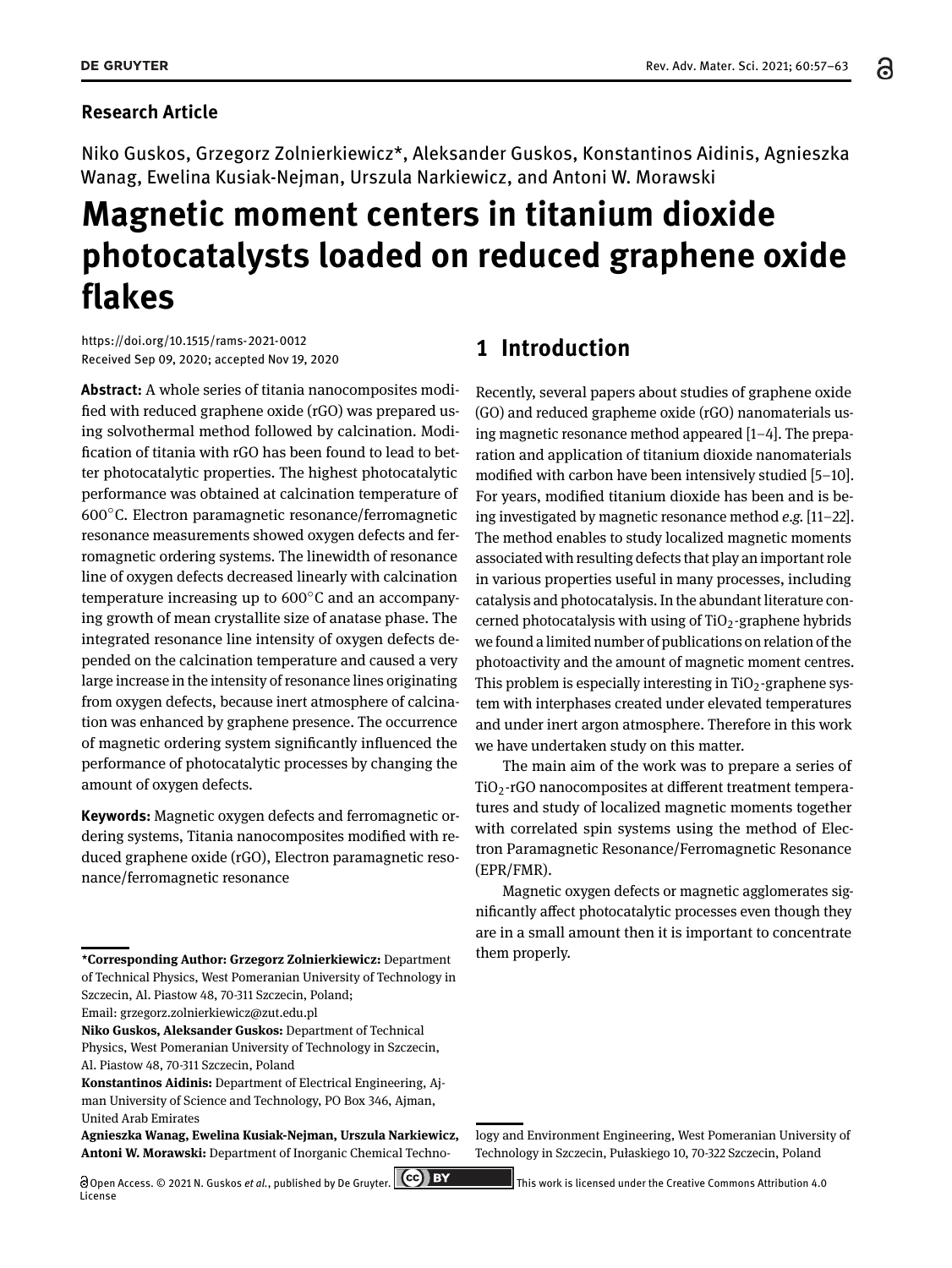**Research Article**

Niko Guskos, Grzegorz Zolnierkiewicz*, Aleksander Guskos, Konstantinos Aidinis, Agnieszka Wanag, Ewelina Kusiak-Nejman, Urszula Narkiewicz, and Antoni W. Morawski

# Magnetic moment centers in titanium dioxide photocatalysts loaded on reduced graphene oxide flakes

https://doi.org/10.1515/rams-2021-0012
Received Sep 09, 2020; accepted Nov 19, 2020

**Abstract:** A whole series of titania nanocomposites modified with reduced graphene oxide (rGO) was prepared using solvothermal method followed by calcination. Modification of titania with rGO has been found to lead to better photocatalytic properties. The highest photocatalytic performance was obtained at calcination temperature of 600°C. Electron paramagnetic resonance/ferromagnetic resonance measurements showed oxygen defects and ferromagnetic ordering systems. The linewidth of resonance line of oxygen defects decreased linearly with calcination temperature increasing up to 600°C and an accompanying growth of mean crystallite size of anatase phase. The integrated resonance line intensity of oxygen defects depended on the calcination temperature and caused a very large increase in the intensity of resonance lines originating from oxygen defects, because inert atmosphere of calcination was enhanced by graphene presence. The occurrence of magnetic ordering system significantly influenced the performance of photocatalytic processes by changing the amount of oxygen defects.

**Keywords:** Magnetic oxygen defects and ferromagnetic ordering systems, Titania nanocomposites modified with reduced graphene oxide (rGO), Electron paramagnetic resonance/ferromagnetic resonance

---

***Corresponding Author: Grzegorz Zolnierkiewicz:** Department of Technical Physics, West Pomeranian University of Technology in Szczecin, Al. Piastow 48, 70-311 Szczecin, Poland; Email: grzegorz.zolnierkiewicz@zut.edu.pl

**Niko Guskos, Aleksander Guskos:** Department of Technical Physics, West Pomeranian University of Technology in Szczecin, Al. Piastow 48, 70-311 Szczecin, Poland

**Konstantinos Aidinis:** Department of Electrical Engineering, Ajman University of Science and Technology, PO Box 346, Ajman, United Arab Emirates

**Agnieszka Wanag, Ewelina Kusiak-Nejman, Urszula Narkiewicz, Antoni W. Morawski:** Department of Inorganic Chemical Technology and Environment Engineering, West Pomeranian University of Technology in Szczecin, Pułaskiego 10, 70-322 Szczecin, Poland

## 1 Introduction

Recently, several papers about studies of graphene oxide (GO) and reduced grapheme oxide (rGO) nanomaterials using magnetic resonance method appeared [1–4]. The preparation and application of titanium dioxide nanomaterials modified with carbon have been intensively studied [5–10]. For years, modified titanium dioxide has been and is being investigated by magnetic resonance method *e.g.* [11–22]. The method enables to study localized magnetic moments associated with resulting defects that play an important role in various properties useful in many processes, including catalysis and photocatalysis. In the abundant literature concerned photocatalysis with using of $TiO_2$-graphene hybrids we found a limited number of publications on relation of the photoactivity and the amount of magnetic moment centres. This problem is especially interesting in $TiO_2$-graphene system with interphases created under elevated temperatures and under inert argon atmosphere. Therefore in this work we have undertaken study on this matter.

The main aim of the work was to prepare a series of $TiO_2$-rGO nanocomposites at different treatment temperatures and study of localized magnetic moments together with correlated spin systems using the method of Electron Paramagnetic Resonance/Ferromagnetic Resonance (EPR/FMR).

Magnetic oxygen defects or magnetic agglomerates significantly affect photocatalytic processes even though they are in a small amount then it is important to concentrate them properly.

Open Access. © 2021 N. Guskos *et al.*, published by De Gruyter. This work is licensed under the Creative Commons Attribution 4.0 License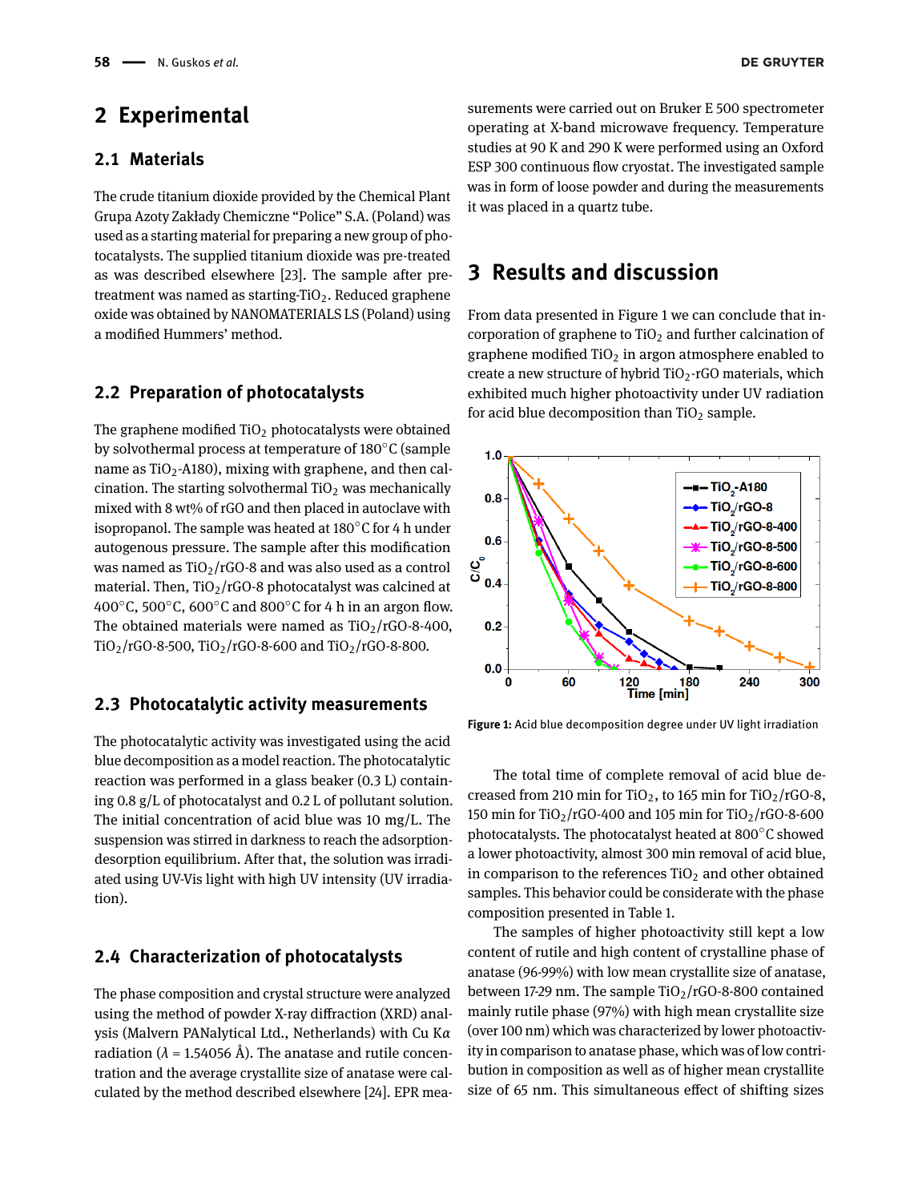# 2 Experimental

## 2.1 Materials

The crude titanium dioxide provided by the Chemical Plant Grupa Azoty Zakłady Chemiczne "Police" S.A. (Poland) was used as a starting material for preparing a new group of photocatalysts. The supplied titanium dioxide was pre-treated as was described elsewhere [23]. The sample after pretreatment was named as starting-$TiO_2$. Reduced graphene oxide was obtained by NANOMATERIALS LS (Poland) using a modified Hummers' method.

## 2.2 Preparation of photocatalysts

The graphene modified $TiO_2$ photocatalysts were obtained by solvothermal process at temperature of 180°C (sample name as $TiO_2$-A180), mixing with graphene, and then calcination. The starting solvothermal $TiO_2$ was mechanically mixed with 8 wt% of rGO and then placed in autoclave with isopropanol. The sample was heated at 180°C for 4 h under autogenous pressure. The sample after this modification was named as $TiO_2$/rGO-8 and was also used as a control material. Then, $TiO_2$/rGO-8 photocatalyst was calcined at 400°C, 500°C, 600°C and 800°C for 4 h in an argon flow. The obtained materials were named as $TiO_2$/rGO-8-400, $TiO_2$/rGO-8-500, $TiO_2$/rGO-8-600 and $TiO_2$/rGO-8-800.

## 2.3 Photocatalytic activity measurements

The photocatalytic activity was investigated using the acid blue decomposition as a model reaction. The photocatalytic reaction was performed in a glass beaker (0.3 L) containing 0.8 g/L of photocatalyst and 0.2 L of pollutant solution. The initial concentration of acid blue was 10 mg/L. The suspension was stirred in darkness to reach the adsorption-desorption equilibrium. After that, the solution was irradiated using UV-Vis light with high UV intensity (UV irradiation).

## 2.4 Characterization of photocatalysts

The phase composition and crystal structure were analyzed using the method of powder X-ray diffraction (XRD) analysis (Malvern PANalytical Ltd., Netherlands) with Cu K$\alpha$ radiation ($\lambda$ = 1.54056 Å). The anatase and rutile concentration and the average crystallite size of anatase were calculated by the method described elsewhere [24]. EPR measurements were carried out on Bruker E 500 spectrometer operating at X-band microwave frequency. Temperature studies at 90 K and 290 K were performed using an Oxford ESP 300 continuous flow cryostat. The investigated sample was in form of loose powder and during the measurements it was placed in a quartz tube.

# 3 Results and discussion

From data presented in Figure 1 we can conclude that incorporation of graphene to $TiO_2$ and further calcination of graphene modified $TiO_2$ in argon atmosphere enabled to create a new structure of hybrid $TiO_2$-rGO materials, which exhibited much higher photoactivity under UV radiation for acid blue decomposition than $TiO_2$ sample.

**Figure 1:** Acid blue decomposition degree under UV light irradiation

The total time of complete removal of acid blue decreased from 210 min for $TiO_2$, to 165 min for $TiO_2$/rGO-8, 150 min for $TiO_2$/rGO-400 and 105 min for $TiO_2$/rGO-8-600 photocatalysts. The photocatalyst heated at 800°C showed a lower photoactivity, almost 300 min removal of acid blue, in comparison to the references $TiO_2$ and other obtained samples. This behavior could be considerate with the phase composition presented in Table 1.

The samples of higher photoactivity still kept a low content of rutile and high content of crystalline phase of anatase (96-99%) with low mean crystallite size of anatase, between 17-29 nm. The sample $TiO_2$/rGO-8-800 contained mainly rutile phase (97%) with high mean crystallite size (over 100 nm) which was characterized by lower photoactivity in comparison to anatase phase, which was of low contribution in composition as well as of higher mean crystallite size of 65 nm. This simultaneous effect of shifting sizes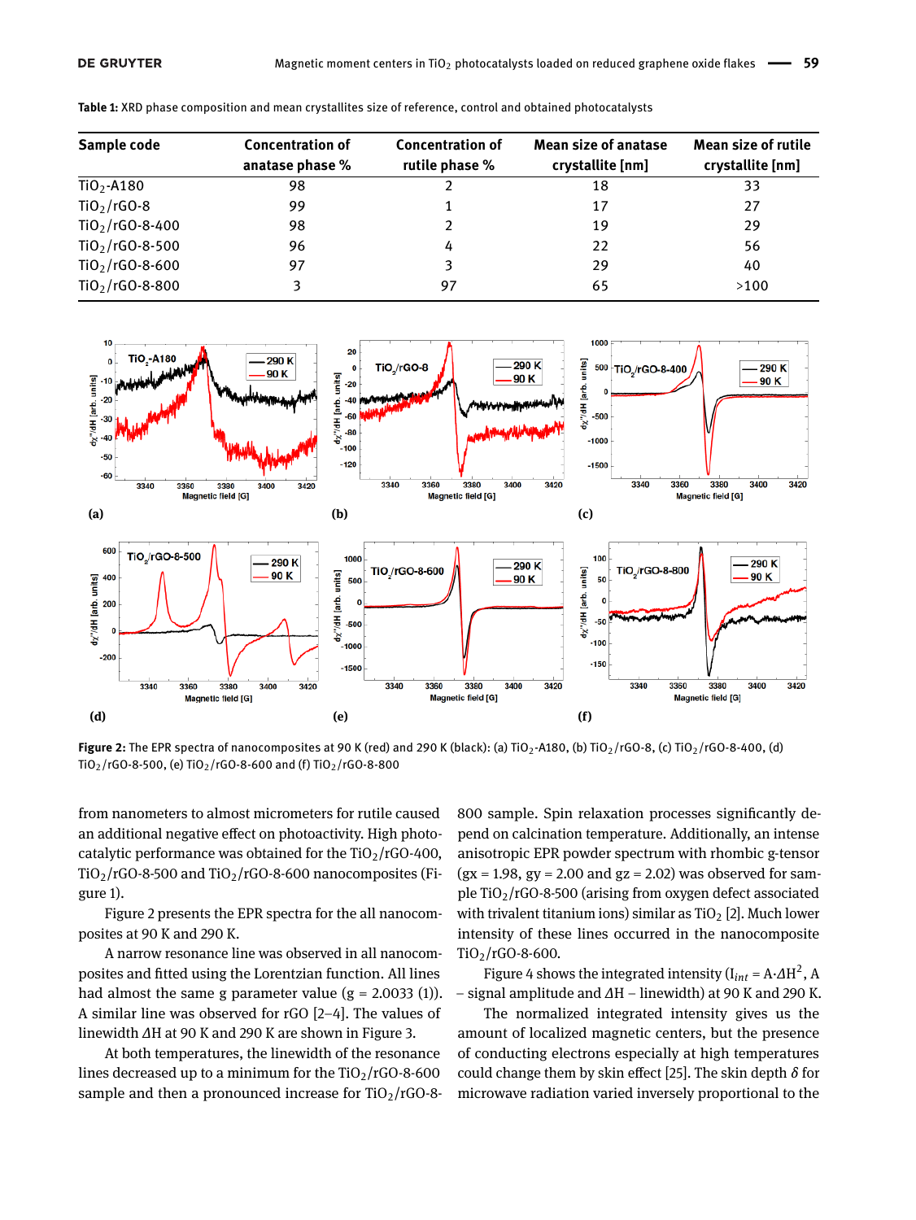**Table 1:** XRD phase composition and mean crystallites size of reference, control and obtained photocatalysts

| Sample code | Concentration of anatase phase % | Concentration of rutile phase % | Mean size of anatase crystallite [nm] | Mean size of rutile crystallite [nm] |
|---|---|---|---|---|
| $TiO_2$-A180 | 98 | 2 | 18 | 33 |
| $TiO_2$/rGO-8 | 99 | 1 | 17 | 27 |
| $TiO_2$/rGO-8-400 | 98 | 2 | 19 | 29 |
| $TiO_2$/rGO-8-500 | 96 | 4 | 22 | 56 |
| $TiO_2$/rGO-8-600 | 97 | 3 | 29 | 40 |
| $TiO_2$/rGO-8-800 | 3 | 97 | 65 | >100 |

**Figure 2:** The EPR spectra of nanocomposites at 90 K (red) and 290 K (black): (a) $TiO_2$-A180, (b) $TiO_2$/rGO-8, (c) $TiO_2$/rGO-8-400, (d) $TiO_2$/rGO-8-500, (e) $TiO_2$/rGO-8-600 and (f) $TiO_2$/rGO-8-800

from nanometers to almost micrometers for rutile caused an additional negative effect on photoactivity. High photocatalytic performance was obtained for the $TiO_2$/rGO-400, $TiO_2$/rGO-8-500 and $TiO_2$/rGO-8-600 nanocomposites (Figure 1).

Figure 2 presents the EPR spectra for the all nanocomposites at 90 K and 290 K.

A narrow resonance line was observed in all nanocomposites and fitted using the Lorentzian function. All lines had almost the same g parameter value (g = 2.0033 (1)). A similar line was observed for rGO [2–4]. The values of linewidth $\Delta H$ at 90 K and 290 K are shown in Figure 3.

At both temperatures, the linewidth of the resonance lines decreased up to a minimum for the $TiO_2$/rGO-8-600 sample and then a pronounced increase for $TiO_2$/rGO-8-800 sample. Spin relaxation processes significantly depend on calcination temperature. Additionally, an intense anisotropic EPR powder spectrum with rhombic g-tensor (gx = 1.98, gy = 2.00 and gz = 2.02) was observed for sample $TiO_2$/rGO-8-500 (arising from oxygen defect associated with trivalent titanium ions) similar as $TiO_2$ [2]. Much lower intensity of these lines occurred in the nanocomposite $TiO_2$/rGO-8-600.

Figure 4 shows the integrated intensity ($I_{int} = A \cdot \Delta H^2$, A – signal amplitude and $\Delta H$ – linewidth) at 90 K and 290 K.

The normalized integrated intensity gives us the amount of localized magnetic centers, but the presence of conducting electrons especially at high temperatures could change them by skin effect [25]. The skin depth $\delta$ for microwave radiation varied inversely proportional to the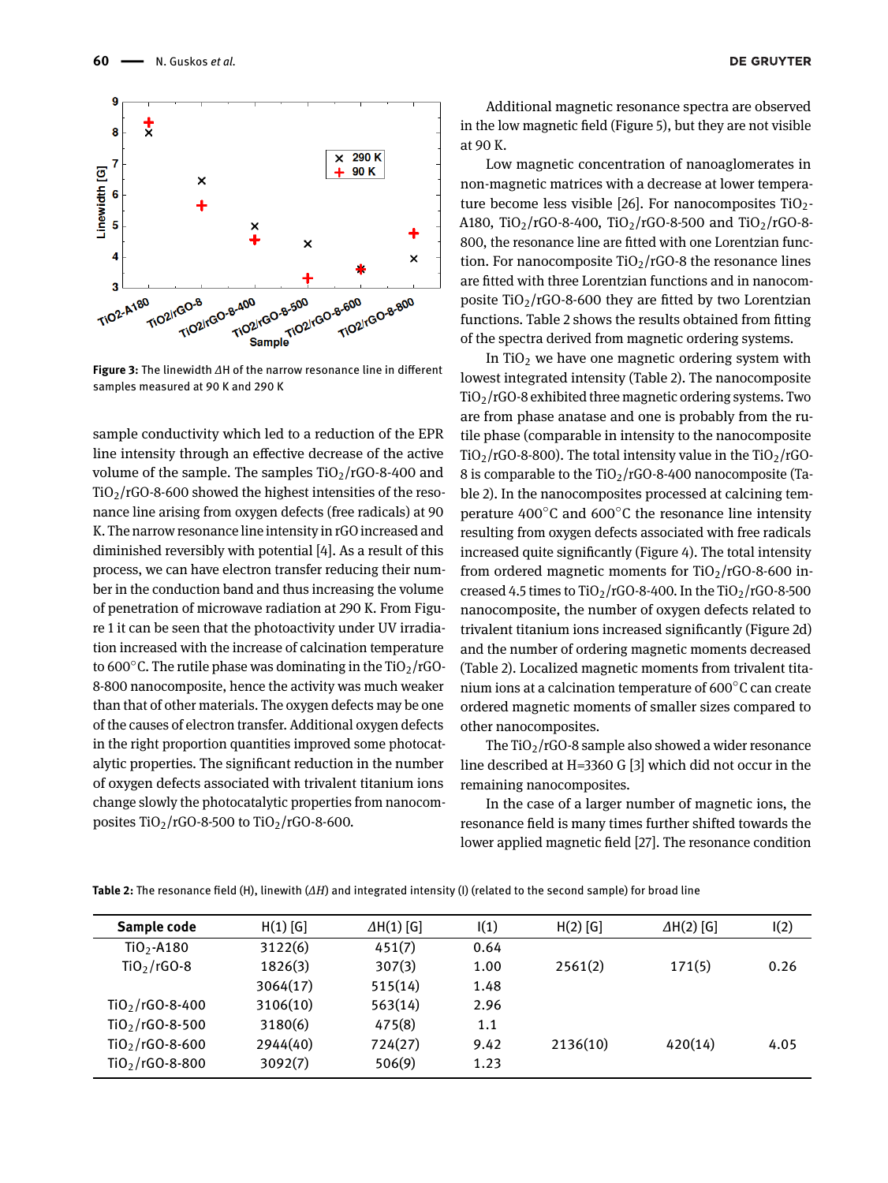**Figure 3:** The linewidth $\Delta H$ of the narrow resonance line in different samples measured at 90 K and 290 K

sample conductivity which led to a reduction of the EPR line intensity through an effective decrease of the active volume of the sample. The samples $TiO_2$/rGO-8-400 and $TiO_2$/rGO-8-600 showed the highest intensities of the resonance line arising from oxygen defects (free radicals) at 90 K. The narrow resonance line intensity in rGO increased and diminished reversibly with potential [4]. As a result of this process, we can have electron transfer reducing their number in the conduction band and thus increasing the volume of penetration of microwave radiation at 290 K. From Figure 1 it can be seen that the photoactivity under UV irradiation increased with the increase of calcination temperature to 600°C. The rutile phase was dominating in the $TiO_2$/rGO-8-800 nanocomposite, hence the activity was much weaker than that of other materials. The oxygen defects may be one of the causes of electron transfer. Additional oxygen defects in the right proportion quantities improved some photocatalytic properties. The significant reduction in the number of oxygen defects associated with trivalent titanium ions change slowly the photocatalytic properties from nanocomposites $TiO_2$/rGO-8-500 to $TiO_2$/rGO-8-600.

Additional magnetic resonance spectra are observed in the low magnetic field (Figure 5), but they are not visible at 90 K.

Low magnetic concentration of nanoaglomerates in non-magnetic matrices with a decrease at lower temperature become less visible [26]. For nanocomposites $TiO_2$-A180, $TiO_2$/rGO-8-400, $TiO_2$/rGO-8-500 and $TiO_2$/rGO-8-800, the resonance line are fitted with one Lorentzian function. For nanocomposite $TiO_2$/rGO-8 the resonance lines are fitted with three Lorentzian functions and in nanocomposite $TiO_2$/rGO-8-600 they are fitted by two Lorentzian functions. Table 2 shows the results obtained from fitting of the spectra derived from magnetic ordering systems.

In $TiO_2$ we have one magnetic ordering system with lowest integrated intensity (Table 2). The nanocomposite $TiO_2$/rGO-8 exhibited three magnetic ordering systems. Two are from phase anatase and one is probably from the rutile phase (comparable in intensity to the nanocomposite $TiO_2$/rGO-8-800). The total intensity value in the $TiO_2$/rGO-8 is comparable to the $TiO_2$/rGO-8-400 nanocomposite (Table 2). In the nanocomposites processed at calcining temperature 400°C and 600°C the resonance line intensity resulting from oxygen defects associated with free radicals increased quite significantly (Figure 4). The total intensity from ordered magnetic moments for $TiO_2$/rGO-8-600 increased 4.5 times to $TiO_2$/rGO-8-400. In the $TiO_2$/rGO-8-500 nanocomposite, the number of oxygen defects related to trivalent titanium ions increased significantly (Figure 2d) and the number of ordering magnetic moments decreased (Table 2). Localized magnetic moments from trivalent titanium ions at a calcination temperature of 600°C can create ordered magnetic moments of smaller sizes compared to other nanocomposites.

The $TiO_2$/rGO-8 sample also showed a wider resonance line described at H=3360 G [3] which did not occur in the remaining nanocomposites.

In the case of a larger number of magnetic ions, the resonance field is many times further shifted towards the lower applied magnetic field [27]. The resonance condition

**Table 2:** The resonance field (H), linewith ($\Delta H$) and integrated intensity (I) (related to the second sample) for broad line

| Sample code | H(1) [G] | $\Delta H$(1) [G] | I(1) | H(2) [G] | $\Delta H$(2) [G] | I(2) |
|---|---|---|---|---|---|---|
| $TiO_2$-A180 | 3122(6) | 451(7) | 0.64 | | | |
| $TiO_2$/rGO-8 | 1826(3) | 307(3) | 1.00 | 2561(2) | 171(5) | 0.26 |
| | 3064(17) | 515(14) | 1.48 | | | |
| $TiO_2$/rGO-8-400 | 3106(10) | 563(14) | 2.96 | | | |
| $TiO_2$/rGO-8-500 | 3180(6) | 475(8) | 1.1 | | | |
| $TiO_2$/rGO-8-600 | 2944(40) | 724(27) | 9.42 | 2136(10) | 420(14) | 4.05 |
| $TiO_2$/rGO-8-800 | 3092(7) | 506(9) | 1.23 | | | |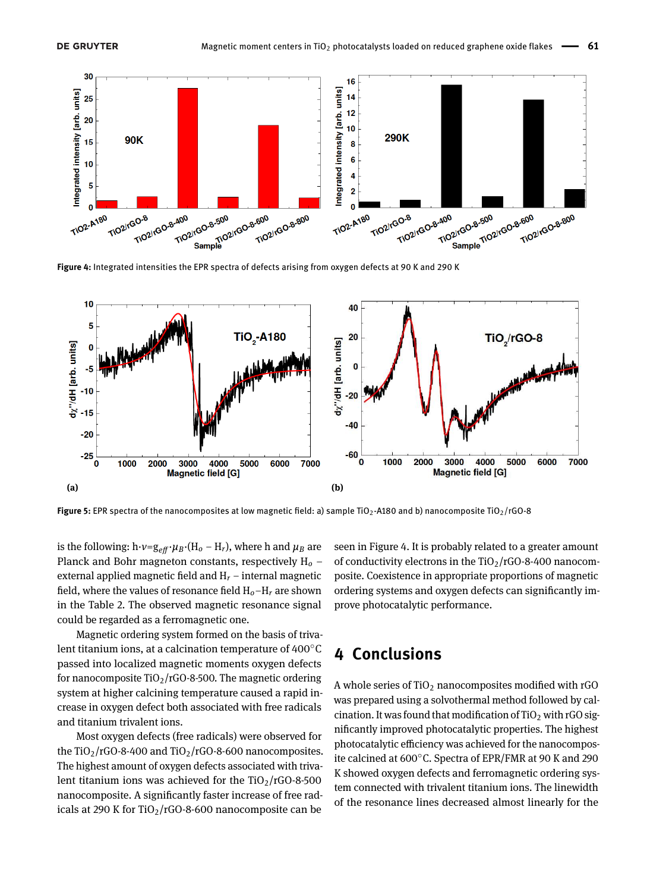Figure 4: Integrated intensities the EPR spectra of defects arising from oxygen defects at 90 K and 290 K

Figure 5: EPR spectra of the nanocomposites at low magnetic field: a) sample $TiO_2$-A180 and b) nanocomposite $TiO_2$/rGO-8

is the following: $h \cdot \nu = g_{eff} \cdot \mu_B \cdot (H_o - H_r)$, where h and $\mu_B$ are Planck and Bohr magneton constants, respectively $H_o$ – external applied magnetic field and $H_r$ – internal magnetic field, where the values of resonance field $H_o - H_r$ are shown in the Table 2. The observed magnetic resonance signal could be regarded as a ferromagnetic one.

Magnetic ordering system formed on the basis of trivalent titanium ions, at a calcination temperature of 400°C passed into localized magnetic moments oxygen defects for nanocomposite $TiO_2$/rGO-8-500. The magnetic ordering system at higher calcining temperature caused a rapid increase in oxygen defect both associated with free radicals and titanium trivalent ions.

Most oxygen defects (free radicals) were observed for the $TiO_2$/rGO-8-400 and $TiO_2$/rGO-8-600 nanocomposites. The highest amount of oxygen defects associated with trivalent titanium ions was achieved for the $TiO_2$/rGO-8-500 nanocomposite. A significantly faster increase of free radicals at 290 K for $TiO_2$/rGO-8-600 nanocomposite can be seen in Figure 4. It is probably related to a greater amount of conductivity electrons in the $TiO_2$/rGO-8-400 nanocomposite. Coexistence in appropriate proportions of magnetic ordering systems and oxygen defects can significantly improve photocatalytic performance.

## 4 Conclusions

A whole series of $TiO_2$ nanocomposites modified with rGO was prepared using a solvothermal method followed by calcination. It was found that modification of $TiO_2$ with rGO significantly improved photocatalytic properties. The highest photocatalytic efficiency was achieved for the nanocomposite calcined at 600°C. Spectra of EPR/FMR at 90 K and 290 K showed oxygen defects and ferromagnetic ordering system connected with trivalent titanium ions. The linewidth of the resonance lines decreased almost linearly for the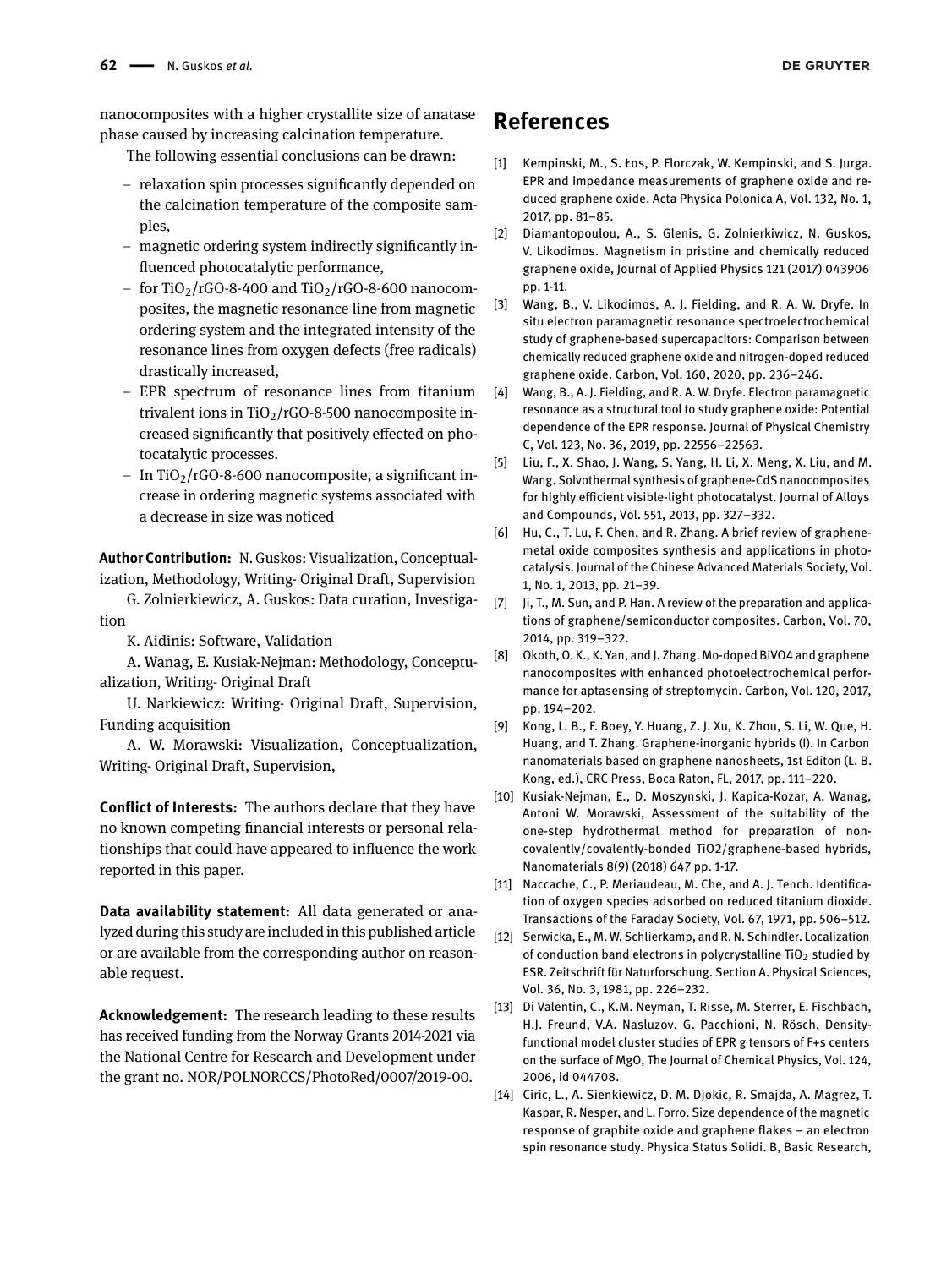nanocomposites with a higher crystallite size of anatase phase caused by increasing calcination temperature.

The following essential conclusions can be drawn:

- relaxation spin processes significantly depended on the calcination temperature of the composite samples,
- magnetic ordering system indirectly significantly influenced photocatalytic performance,
- for $TiO_2$/rGO-8-400 and $TiO_2$/rGO-8-600 nanocomposites, the magnetic resonance line from magnetic ordering system and the integrated intensity of the resonance lines from oxygen defects (free radicals) drastically increased,
- EPR spectrum of resonance lines from titanium trivalent ions in $TiO_2$/rGO-8-500 nanocomposite increased significantly that positively effected on photocatalytic processes.
- In $TiO_2$/rGO-8-600 nanocomposite, a significant increase in ordering magnetic systems associated with a decrease in size was noticed

**Author Contribution:** N. Guskos: Visualization, Conceptualization, Methodology, Writing- Original Draft, Supervision

G. Zolnierkiewicz, A. Guskos: Data curation, Investigation

K. Aidinis: Software, Validation

A. Wanag, E. Kusiak-Nejman: Methodology, Conceptualization, Writing- Original Draft

U. Narkiewicz: Writing- Original Draft, Supervision, Funding acquisition

A. W. Morawski: Visualization, Conceptualization, Writing- Original Draft, Supervision,

**Conflict of Interests:** The authors declare that they have no known competing financial interests or personal relationships that could have appeared to influence the work reported in this paper.

**Data availability statement:** All data generated or analyzed during this study are included in this published article or are available from the corresponding author on reasonable request.

**Acknowledgement:** The research leading to these results has received funding from the Norway Grants 2014-2021 via the National Centre for Research and Development under the grant no. NOR/POLNORCCS/PhotoRed/0007/2019-00.

## References

[1] Kempinski, M., S. Łos, P. Florczak, W. Kempinski, and S. Jurga. EPR and impedance measurements of graphene oxide and reduced graphene oxide. Acta Physica Polonica A, Vol. 132, No. 1, 2017, pp. 81–85.

[2] Diamantopoulou, A., S. Glenis, G. Zolnierkiwicz, N. Guskos, V. Likodimos. Magnetism in pristine and chemically reduced graphene oxide, Journal of Applied Physics 121 (2017) 043906 pp. 1-11.

[3] Wang, B., V. Likodimos, A. J. Fielding, and R. A. W. Dryfe. In situ electron paramagnetic resonance spectroelectrochemical study of graphene-based supercapacitors: Comparison between chemically reduced graphene oxide and nitrogen-doped reduced graphene oxide. Carbon, Vol. 160, 2020, pp. 236–246.

[4] Wang, B., A. J. Fielding, and R. A. W. Dryfe. Electron paramagnetic resonance as a structural tool to study graphene oxide: Potential dependence of the EPR response. Journal of Physical Chemistry C, Vol. 123, No. 36, 2019, pp. 22556–22563.

[5] Liu, F., X. Shao, J. Wang, S. Yang, H. Li, X. Meng, X. Liu, and M. Wang. Solvothermal synthesis of graphene-CdS nanocomposites for highly efficient visible-light photocatalyst. Journal of Alloys and Compounds, Vol. 551, 2013, pp. 327–332.

[6] Hu, C., T. Lu, F. Chen, and R. Zhang. A brief review of graphene-metal oxide composites synthesis and applications in photocatalysis. Journal of the Chinese Advanced Materials Society, Vol. 1, No. 1, 2013, pp. 21–39.

[7] Ji, T., M. Sun, and P. Han. A review of the preparation and applications of graphene/semiconductor composites. Carbon, Vol. 70, 2014, pp. 319–322.

[8] Okoth, O. K., K. Yan, and J. Zhang. Mo-doped BiVO4 and graphene nanocomposites with enhanced photoelectrochemical performance for aptasensing of streptomycin. Carbon, Vol. 120, 2017, pp. 194–202.

[9] Kong, L. B., F. Boey, Y. Huang, Z. J. Xu, K. Zhou, S. Li, W. Que, H. Huang, and T. Zhang. Graphene-inorganic hybrids (I). In Carbon nanomaterials based on graphene nanosheets, 1st Editon (L. B. Kong, ed.), CRC Press, Boca Raton, FL, 2017, pp. 111–220.

[10] Kusiak-Nejman, E., D. Moszynski, J. Kapica-Kozar, A. Wanag, Antoni W. Morawski, Assessment of the suitability of the one-step hydrothermal method for preparation of non-covalently/covalently-bonded TiO2/graphene-based hybrids, Nanomaterials 8(9) (2018) 647 pp. 1-17.

[11] Naccache, C., P. Meriaudeau, M. Che, and A. J. Tench. Identification of oxygen species adsorbed on reduced titanium dioxide. Transactions of the Faraday Society, Vol. 67, 1971, pp. 506–512.

[12] Serwicka, E., M. W. Schlierkamp, and R. N. Schindler. Localization of conduction band electrons in polycrystalline $TiO_2$ studied by ESR. Zeitschrift für Naturforschung. Section A. Physical Sciences, Vol. 36, No. 3, 1981, pp. 226–232.

[13] Di Valentin, C., K.M. Neyman, T. Risse, M. Sterrer, E. Fischbach, H.J. Freund, V.A. Nasluzov, G. Pacchioni, N. Rösch, Density-functional model cluster studies of EPR g tensors of F+s centers on the surface of MgO, The Journal of Chemical Physics, Vol. 124, 2006, id 044708.

[14] Ciric, L., A. Sienkiewicz, D. M. Djokic, R. Smajda, A. Magrez, T. Kaspar, R. Nesper, and L. Forro. Size dependence of the magnetic response of graphite oxide and graphene flakes – an electron spin resonance study. Physica Status Solidi. B, Basic Research,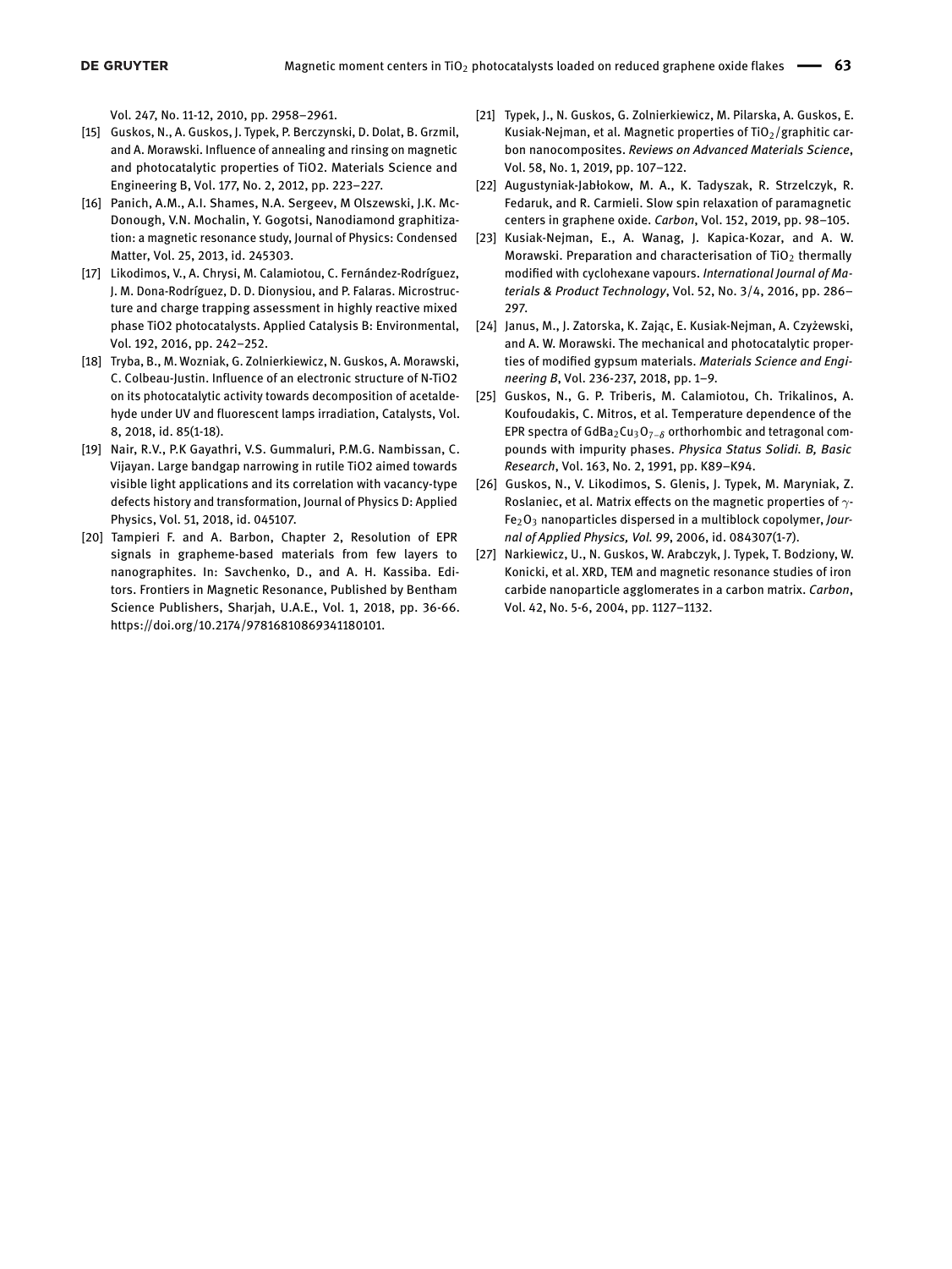Vol. 247, No. 11-12, 2010, pp. 2958–2961.

[15] Guskos, N., A. Guskos, J. Typek, P. Berczynski, D. Dolat, B. Grzmil, and A. Morawski. Influence of annealing and rinsing on magnetic and photocatalytic properties of TiO2. Materials Science and Engineering B, Vol. 177, No. 2, 2012, pp. 223–227.

[16] Panich, A.M., A.I. Shames, N.A. Sergeev, M Olszewski, J.K. McDonough, V.N. Mochalin, Y. Gogotsi, Nanodiamond graphitization: a magnetic resonance study, Journal of Physics: Condensed Matter, Vol. 25, 2013, id. 245303.

[17] Likodimos, V., A. Chrysi, M. Calamiotou, C. Fernández-Rodríguez, J. M. Dona-Rodríguez, D. D. Dionysiou, and P. Falaras. Microstructure and charge trapping assessment in highly reactive mixed phase TiO2 photocatalysts. Applied Catalysis B: Environmental, Vol. 192, 2016, pp. 242–252.

[18] Tryba, B., M. Wozniak, G. Zolnierkiewicz, N. Guskos, A. Morawski, C. Colbeau-Justin. Influence of an electronic structure of N-TiO2 on its photocatalytic activity towards decomposition of acetaldehyde under UV and fluorescent lamps irradiation, Catalysts, Vol. 8, 2018, id. 85(1-18).

[19] Nair, R.V., P.K Gayathri, V.S. Gummaluri, P.M.G. Nambissan, C. Vijayan. Large bandgap narrowing in rutile TiO2 aimed towards visible light applications and its correlation with vacancy-type defects history and transformation, Journal of Physics D: Applied Physics, Vol. 51, 2018, id. 045107.

[20] Tampieri F. and A. Barbon, Chapter 2, Resolution of EPR signals in grapheme-based materials from few layers to nanographites. In: Savchenko, D., and A. H. Kassiba. Editors. Frontiers in Magnetic Resonance, Published by Bentham Science Publishers, Sharjah, U.A.E., Vol. 1, 2018, pp. 36-66. https://doi.org/10.2174/97816810869341180101.

[21] Typek, J., N. Guskos, G. Zolnierkiewicz, M. Pilarska, A. Guskos, E. Kusiak-Nejman, et al. Magnetic properties of $TiO_2$/graphitic carbon nanocomposites. *Reviews on Advanced Materials Science*, Vol. 58, No. 1, 2019, pp. 107–122.

[22] Augustyniak-Jabłokow, M. A., K. Tadyszak, R. Strzelczyk, R. Fedaruk, and R. Carmieli. Slow spin relaxation of paramagnetic centers in graphene oxide. *Carbon*, Vol. 152, 2019, pp. 98–105.

[23] Kusiak-Nejman, E., A. Wanag, J. Kapica-Kozar, and A. W. Morawski. Preparation and characterisation of $TiO_2$ thermally modified with cyclohexane vapours. *International Journal of Materials & Product Technology*, Vol. 52, No. 3/4, 2016, pp. 286–297.

[24] Janus, M., J. Zatorska, K. Zając, E. Kusiak-Nejman, A. Czyżewski, and A. W. Morawski. The mechanical and photocatalytic properties of modified gypsum materials. *Materials Science and Engineering B*, Vol. 236-237, 2018, pp. 1–9.

[25] Guskos, N., G. P. Triberis, M. Calamiotou, Ch. Trikalinos, A. Koufoudakis, C. Mitros, et al. Temperature dependence of the EPR spectra of $GdBa_2Cu_3O_{7-\delta}$ orthorhombic and tetragonal compounds with impurity phases. *Physica Status Solidi. B, Basic Research*, Vol. 163, No. 2, 1991, pp. K89–K94.

[26] Guskos, N., V. Likodimos, S. Glenis, J. Typek, M. Maryniak, Z. Roslaniec, et al. Matrix effects on the magnetic properties of $\gamma$-$Fe_2O_3$ nanoparticles dispersed in a multiblock copolymer, *Journal of Applied Physics, Vol. 99*, 2006, id. 084307(1-7).

[27] Narkiewicz, U., N. Guskos, W. Arabczyk, J. Typek, T. Bodziony, W. Konicki, et al. XRD, TEM and magnetic resonance studies of iron carbide nanoparticle agglomerates in a carbon matrix. *Carbon*, Vol. 42, No. 5-6, 2004, pp. 1127–1132.